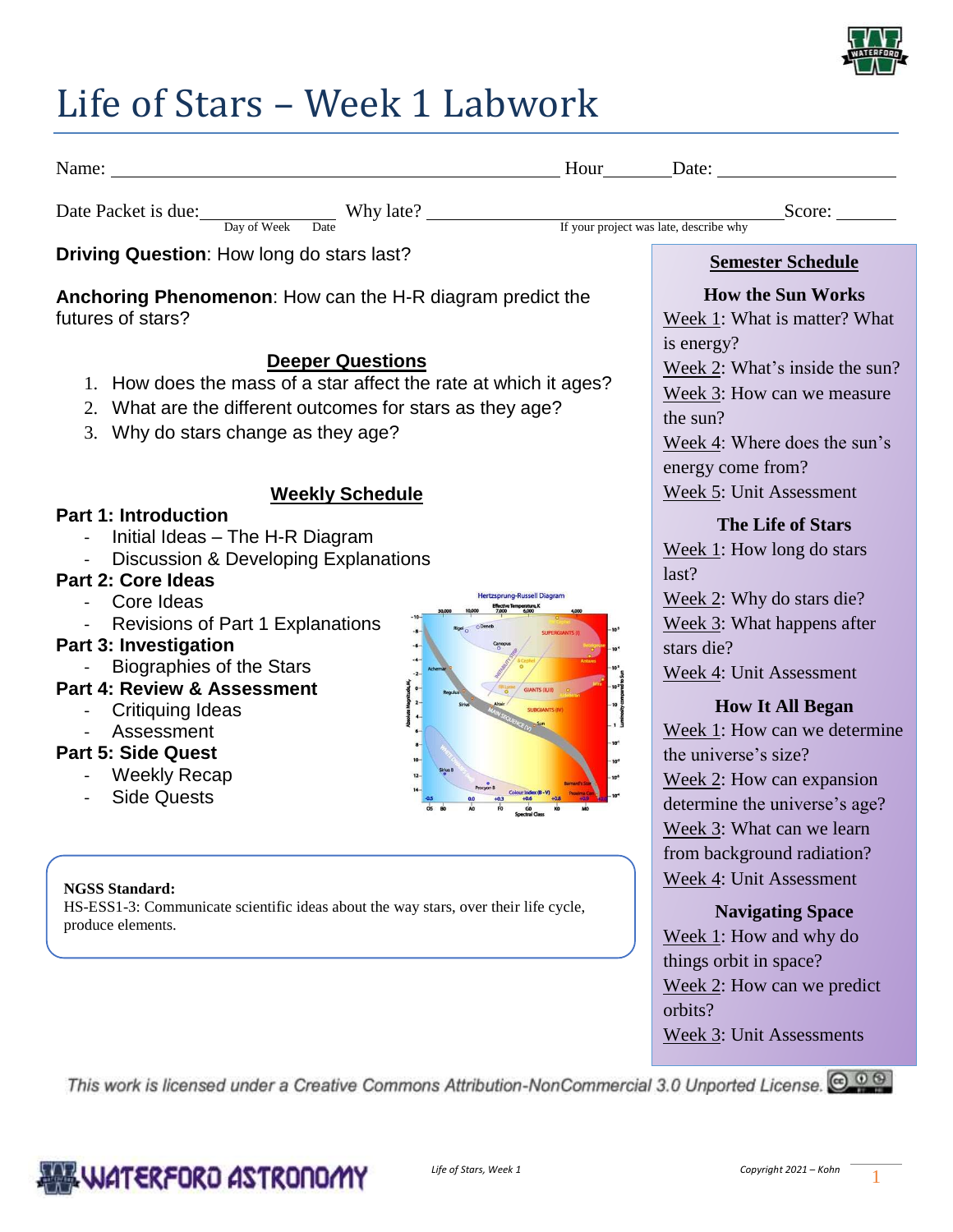# Life of Stars – Week 1 Labwork

Name: ______________________ Hour_______ Date: ______________

Date Packet is due: ______________ (Day of Week, Date) Why late? ______________________ (If your project was late, describe why) Score: _______

**Driving Question**: How long do stars last?

**Anchoring Phenomenon**: How can the H-R diagram predict the futures of stars?

## Deeper Questions

1. How does the mass of a star affect the rate at which it ages?
2. What are the different outcomes for stars as they age?
3. Why do stars change as they age?

## Weekly Schedule

**Part 1: Introduction**
- Initial Ideas – The H-R Diagram
- Discussion & Developing Explanations

**Part 2: Core Ideas**
- Core Ideas
- Revisions of Part 1 Explanations

**Part 3: Investigation**
- Biographies of the Stars

**Part 4: Review & Assessment**
- Critiquing Ideas
- Assessment

**Part 5: Side Quest**
- Weekly Recap
- Side Quests

**NGSS Standard:**
HS-ESS1-3: Communicate scientific ideas about the way stars, over their life cycle, produce elements.

## Semester Schedule

**How the Sun Works**

Week 1: What is matter? What is energy?
Week 2: What's inside the sun?
Week 3: How can we measure the sun?
Week 4: Where does the sun's energy come from?
Week 5: Unit Assessment

**The Life of Stars**

Week 1: How long do stars last?
Week 2: Why do stars die?
Week 3: What happens after stars die?
Week 4: Unit Assessment

**How It All Began**

Week 1: How can we determine the universe's size?
Week 2: How can expansion determine the universe's age?
Week 3: What can we learn from background radiation?
Week 4: Unit Assessment

**Navigating Space**

Week 1: How and why do things orbit in space?
Week 2: How can we predict orbits?
Week 3: Unit Assessments

This work is licensed under a Creative Commons Attribution-NonCommercial 3.0 Unported License.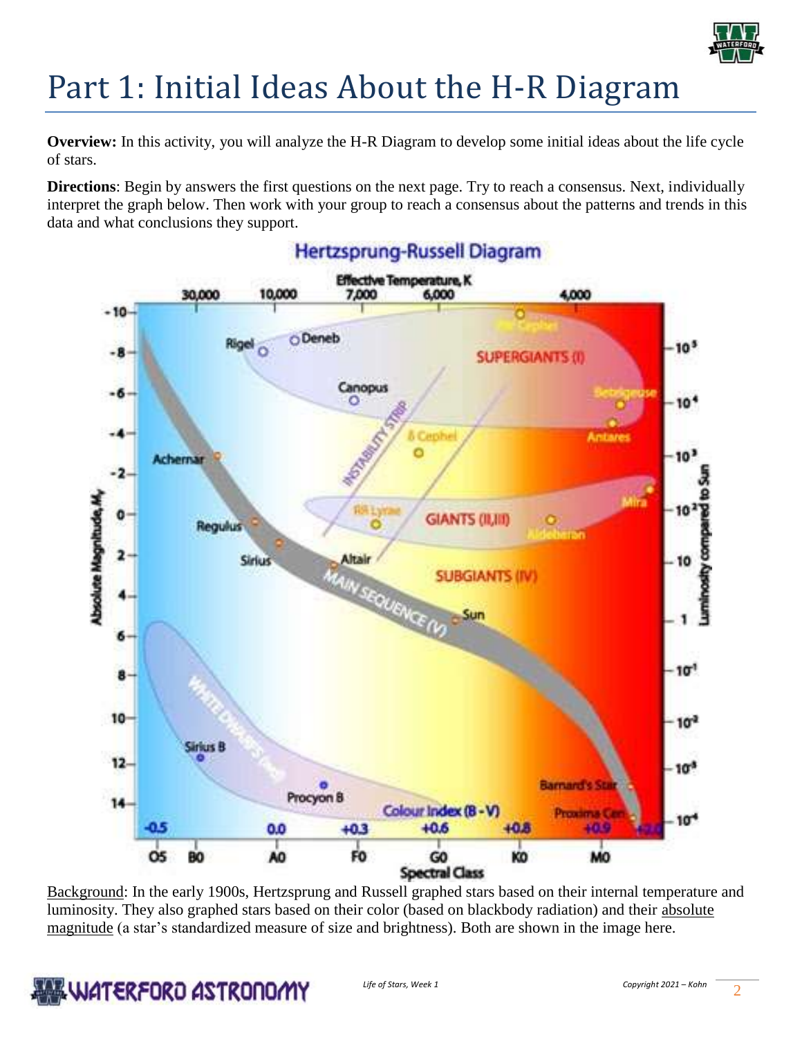# Part 1: Initial Ideas About the H-R Diagram

**Overview:** In this activity, you will analyze the H-R Diagram to develop some initial ideas about the life cycle of stars.

**Directions**: Begin by answers the first questions on the next page. Try to reach a consensus. Next, individually interpret the graph below. Then work with your group to reach a consensus about the patterns and trends in this data and what conclusions they support.

Background: In the early 1900s, Hertzsprung and Russell graphed stars based on their internal temperature and luminosity. They also graphed stars based on their color (based on blackbody radiation) and their absolute magnitude (a star's standardized measure of size and brightness). Both are shown in the image here.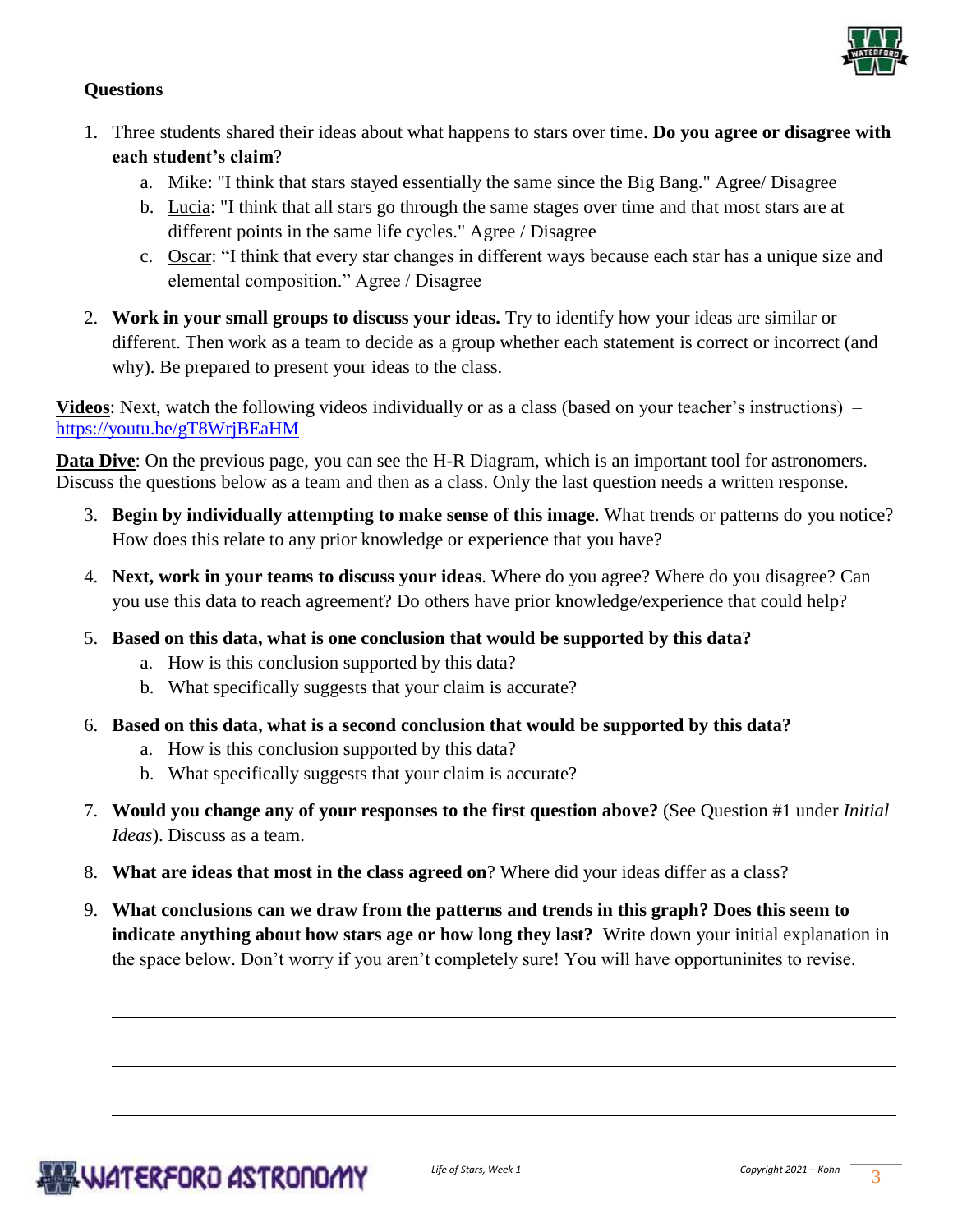**Questions**

1. Three students shared their ideas about what happens to stars over time. **Do you agree or disagree with each student's claim**?
   a. Mike: "I think that stars stayed essentially the same since the Big Bang." Agree/ Disagree
   b. Lucia: "I think that all stars go through the same stages over time and that most stars are at different points in the same life cycles." Agree / Disagree
   c. Oscar: "I think that every star changes in different ways because each star has a unique size and elemental composition." Agree / Disagree

2. **Work in your small groups to discuss your ideas.** Try to identify how your ideas are similar or different. Then work as a team to decide as a group whether each statement is correct or incorrect (and why). Be prepared to present your ideas to the class.

**Videos**: Next, watch the following videos individually or as a class (based on your teacher's instructions) – https://youtu.be/gT8WrjBEaHM

**Data Dive**: On the previous page, you can see the H-R Diagram, which is an important tool for astronomers. Discuss the questions below as a team and then as a class. Only the last question needs a written response.

3. **Begin by individually attempting to make sense of this image**. What trends or patterns do you notice? How does this relate to any prior knowledge or experience that you have?

4. **Next, work in your teams to discuss your ideas**. Where do you agree? Where do you disagree? Can you use this data to reach agreement? Do others have prior knowledge/experience that could help?

5. **Based on this data, what is one conclusion that would be supported by this data?**
   a. How is this conclusion supported by this data?
   b. What specifically suggests that your claim is accurate?

6. **Based on this data, what is a second conclusion that would be supported by this data?**
   a. How is this conclusion supported by this data?
   b. What specifically suggests that your claim is accurate?

7. **Would you change any of your responses to the first question above?** (See Question #1 under *Initial Ideas*). Discuss as a team.

8. **What are ideas that most in the class agreed on**? Where did your ideas differ as a class?

9. **What conclusions can we draw from the patterns and trends in this graph? Does this seem to indicate anything about how stars age or how long they last?** Write down your initial explanation in the space below. Don't worry if you aren't completely sure! You will have opportuninites to revise.

\_\_\_\_\_\_\_\_\_\_\_\_\_\_\_\_\_\_\_\_\_\_\_\_\_\_\_\_\_\_\_\_\_\_\_\_\_\_\_\_\_\_\_\_\_\_\_\_\_\_\_\_\_\_\_\_\_\_\_\_\_\_\_\_\_\_\_\_\_\_\_\_\_\_\_\_\_\_

\_\_\_\_\_\_\_\_\_\_\_\_\_\_\_\_\_\_\_\_\_\_\_\_\_\_\_\_\_\_\_\_\_\_\_\_\_\_\_\_\_\_\_\_\_\_\_\_\_\_\_\_\_\_\_\_\_\_\_\_\_\_\_\_\_\_\_\_\_\_\_\_\_\_\_\_\_\_

\_\_\_\_\_\_\_\_\_\_\_\_\_\_\_\_\_\_\_\_\_\_\_\_\_\_\_\_\_\_\_\_\_\_\_\_\_\_\_\_\_\_\_\_\_\_\_\_\_\_\_\_\_\_\_\_\_\_\_\_\_\_\_\_\_\_\_\_\_\_\_\_\_\_\_\_\_\_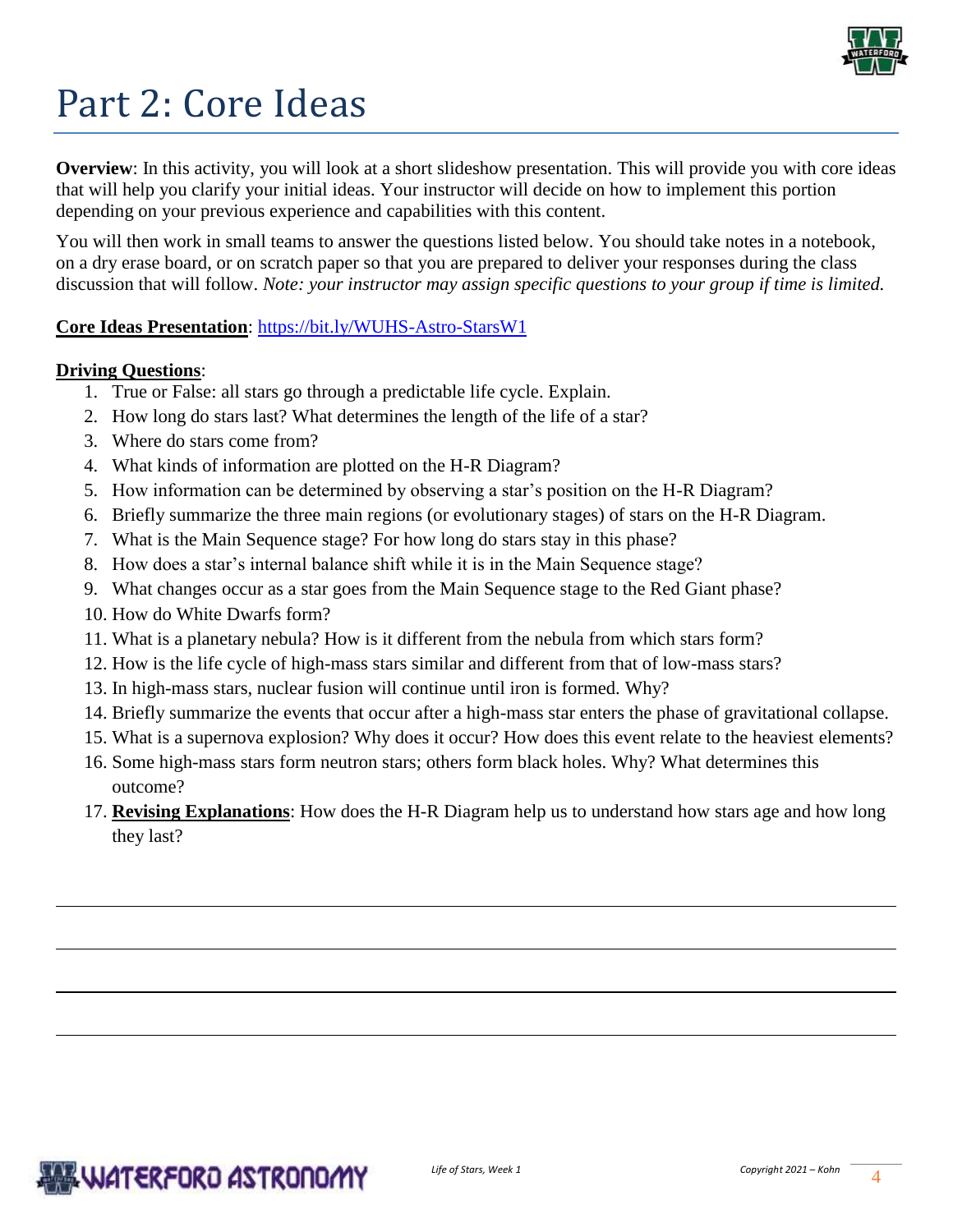# Part 2: Core Ideas

**Overview**: In this activity, you will look at a short slideshow presentation. This will provide you with core ideas that will help you clarify your initial ideas. Your instructor will decide on how to implement this portion depending on your previous experience and capabilities with this content.

You will then work in small teams to answer the questions listed below. You should take notes in a notebook, on a dry erase board, or on scratch paper so that you are prepared to deliver your responses during the class discussion that will follow. *Note: your instructor may assign specific questions to your group if time is limited.*

**Core Ideas Presentation**: https://bit.ly/WUHS-Astro-StarsW1

**Driving Questions**:

1. True or False: all stars go through a predictable life cycle. Explain.
2. How long do stars last? What determines the length of the life of a star?
3. Where do stars come from?
4. What kinds of information are plotted on the H-R Diagram?
5. How information can be determined by observing a star's position on the H-R Diagram?
6. Briefly summarize the three main regions (or evolutionary stages) of stars on the H-R Diagram.
7. What is the Main Sequence stage? For how long do stars stay in this phase?
8. How does a star's internal balance shift while it is in the Main Sequence stage?
9. What changes occur as a star goes from the Main Sequence stage to the Red Giant phase?
10. How do White Dwarfs form?
11. What is a planetary nebula? How is it different from the nebula from which stars form?
12. How is the life cycle of high-mass stars similar and different from that of low-mass stars?
13. In high-mass stars, nuclear fusion will continue until iron is formed. Why?
14. Briefly summarize the events that occur after a high-mass star enters the phase of gravitational collapse.
15. What is a supernova explosion? Why does it occur? How does this event relate to the heaviest elements?
16. Some high-mass stars form neutron stars; others form black holes. Why? What determines this outcome?
17. **Revising Explanations**: How does the H-R Diagram help us to understand how stars age and how long they last?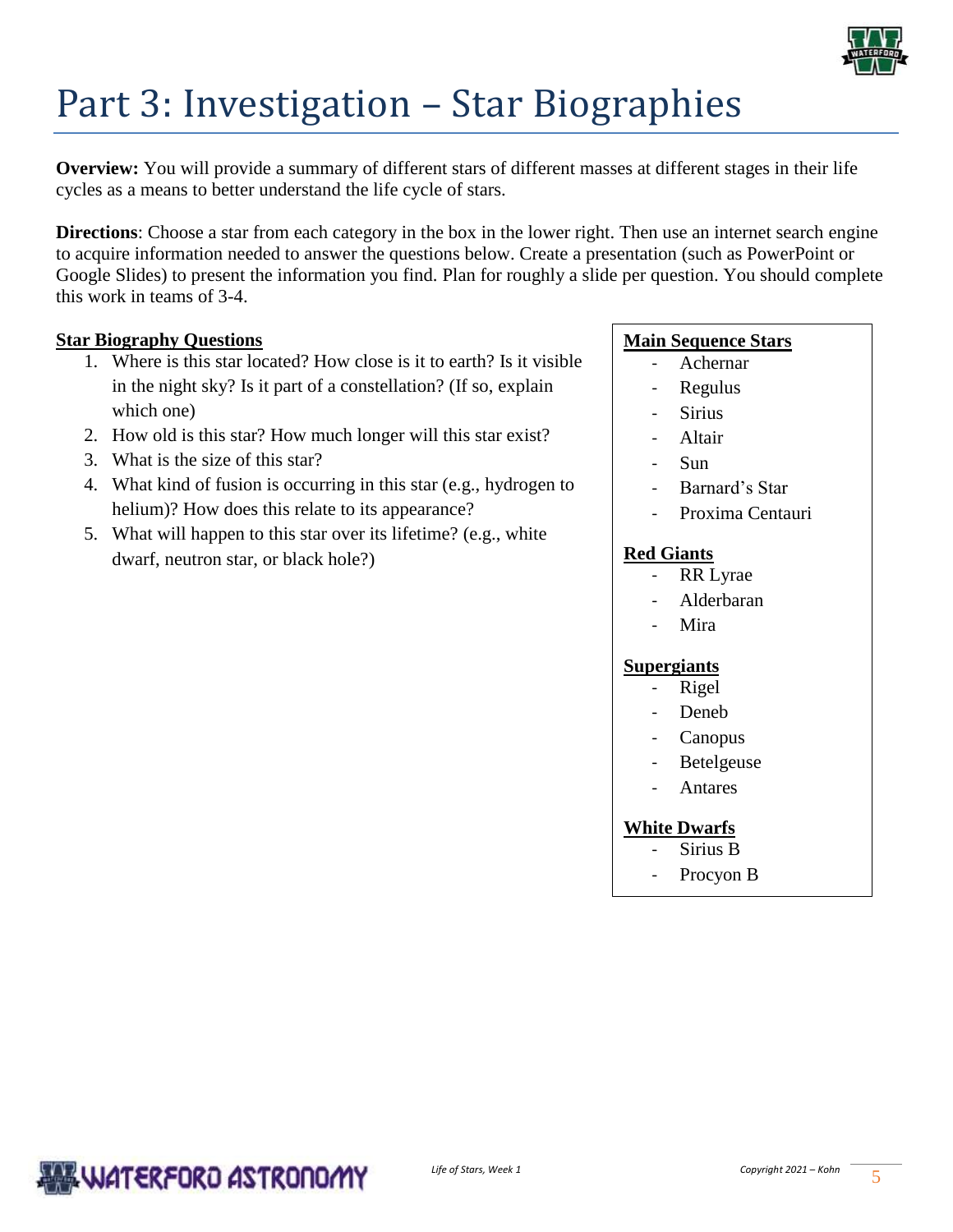# Part 3: Investigation – Star Biographies

**Overview:** You will provide a summary of different stars of different masses at different stages in their life cycles as a means to better understand the life cycle of stars.

**Directions**: Choose a star from each category in the box in the lower right. Then use an internet search engine to acquire information needed to answer the questions below. Create a presentation (such as PowerPoint or Google Slides) to present the information you find. Plan for roughly a slide per question. You should complete this work in teams of 3-4.

**Star Biography Questions**

1. Where is this star located? How close is it to earth? Is it visible in the night sky? Is it part of a constellation? (If so, explain which one)
2. How old is this star? How much longer will this star exist?
3. What is the size of this star?
4. What kind of fusion is occurring in this star (e.g., hydrogen to helium)? How does this relate to its appearance?
5. What will happen to this star over its lifetime? (e.g., white dwarf, neutron star, or black hole?)

**Main Sequence Stars**
- Achernar
- Regulus
- Sirius
- Altair
- Sun
- Barnard's Star
- Proxima Centauri

**Red Giants**
- RR Lyrae
- Alderbaran
- Mira

**Supergiants**
- Rigel
- Deneb
- Canopus
- Betelgeuse
- Antares

**White Dwarfs**
- Sirius B
- Procyon B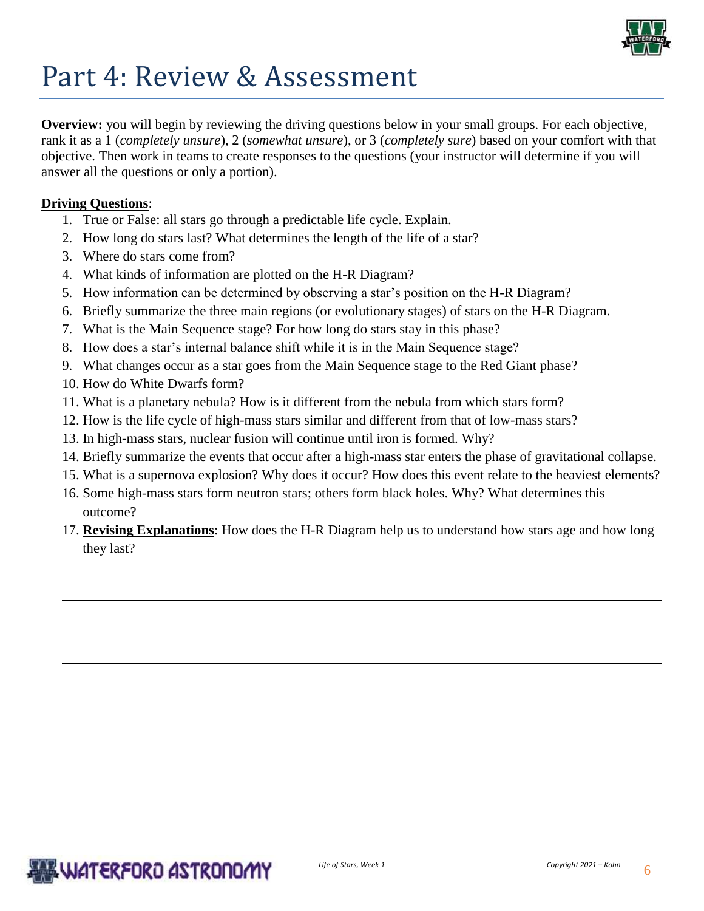# Part 4: Review & Assessment

**Overview:** you will begin by reviewing the driving questions below in your small groups. For each objective, rank it as a 1 (*completely unsure*), 2 (*somewhat unsure*), or 3 (*completely sure*) based on your comfort with that objective. Then work in teams to create responses to the questions (your instructor will determine if you will answer all the questions or only a portion).

**Driving Questions**:

1. True or False: all stars go through a predictable life cycle. Explain.
2. How long do stars last? What determines the length of the life of a star?
3. Where do stars come from?
4. What kinds of information are plotted on the H-R Diagram?
5. How information can be determined by observing a star's position on the H-R Diagram?
6. Briefly summarize the three main regions (or evolutionary stages) of stars on the H-R Diagram.
7. What is the Main Sequence stage? For how long do stars stay in this phase?
8. How does a star's internal balance shift while it is in the Main Sequence stage?
9. What changes occur as a star goes from the Main Sequence stage to the Red Giant phase?
10. How do White Dwarfs form?
11. What is a planetary nebula? How is it different from the nebula from which stars form?
12. How is the life cycle of high-mass stars similar and different from that of low-mass stars?
13. In high-mass stars, nuclear fusion will continue until iron is formed. Why?
14. Briefly summarize the events that occur after a high-mass star enters the phase of gravitational collapse.
15. What is a supernova explosion? Why does it occur? How does this event relate to the heaviest elements?
16. Some high-mass stars form neutron stars; others form black holes. Why? What determines this outcome?
17. **Revising Explanations**: How does the H-R Diagram help us to understand how stars age and how long they last?

______________________________________________________________________________

______________________________________________________________________________

______________________________________________________________________________

______________________________________________________________________________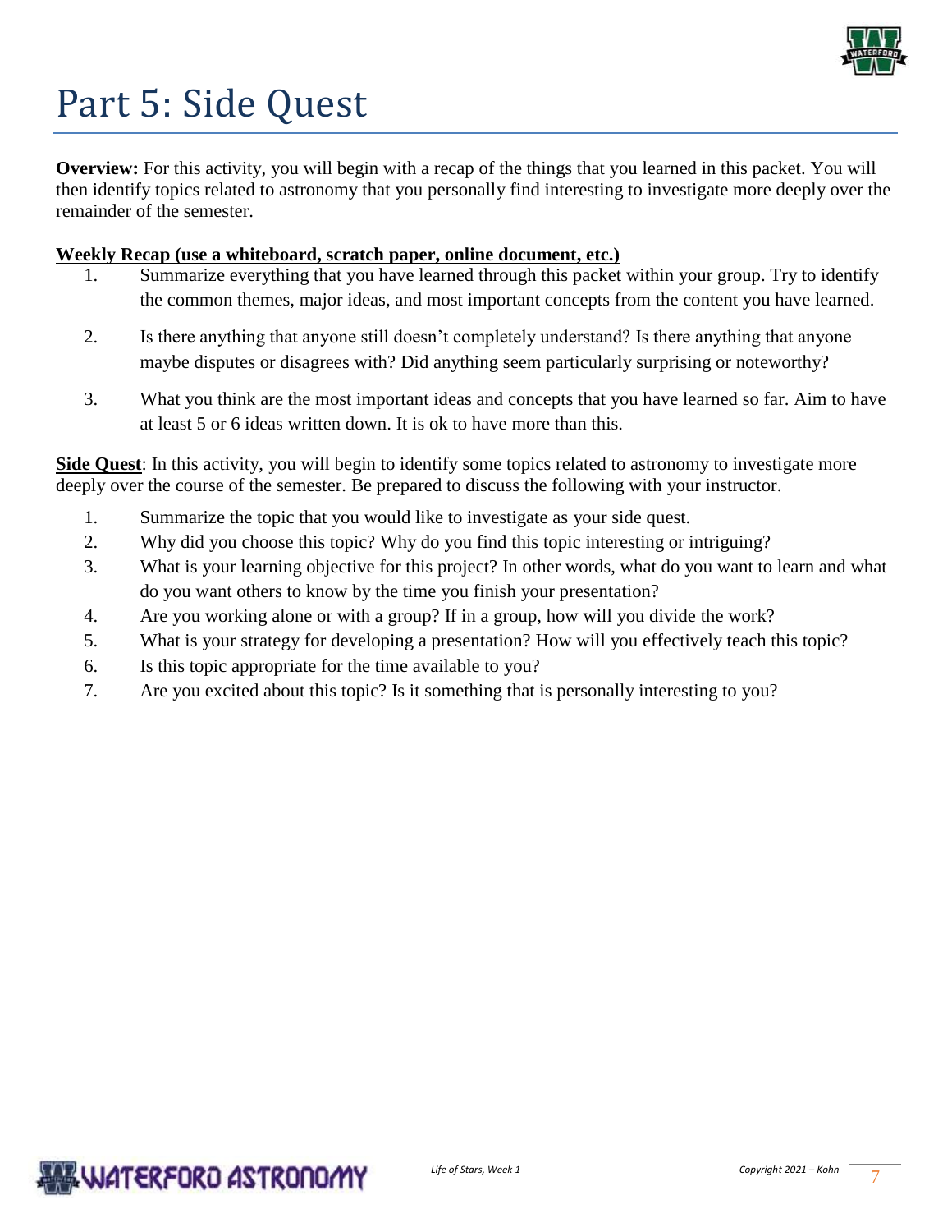# Part 5: Side Quest

**Overview:** For this activity, you will begin with a recap of the things that you learned in this packet. You will then identify topics related to astronomy that you personally find interesting to investigate more deeply over the remainder of the semester.

**Weekly Recap (use a whiteboard, scratch paper, online document, etc.)**

1. Summarize everything that you have learned through this packet within your group. Try to identify the common themes, major ideas, and most important concepts from the content you have learned.

2. Is there anything that anyone still doesn't completely understand? Is there anything that anyone maybe disputes or disagrees with? Did anything seem particularly surprising or noteworthy?

3. What you think are the most important ideas and concepts that you have learned so far. Aim to have at least 5 or 6 ideas written down. It is ok to have more than this.

**Side Quest**: In this activity, you will begin to identify some topics related to astronomy to investigate more deeply over the course of the semester. Be prepared to discuss the following with your instructor.

1. Summarize the topic that you would like to investigate as your side quest.
2. Why did you choose this topic? Why do you find this topic interesting or intriguing?
3. What is your learning objective for this project? In other words, what do you want to learn and what do you want others to know by the time you finish your presentation?
4. Are you working alone or with a group? If in a group, how will you divide the work?
5. What is your strategy for developing a presentation? How will you effectively teach this topic?
6. Is this topic appropriate for the time available to you?
7. Are you excited about this topic? Is it something that is personally interesting to you?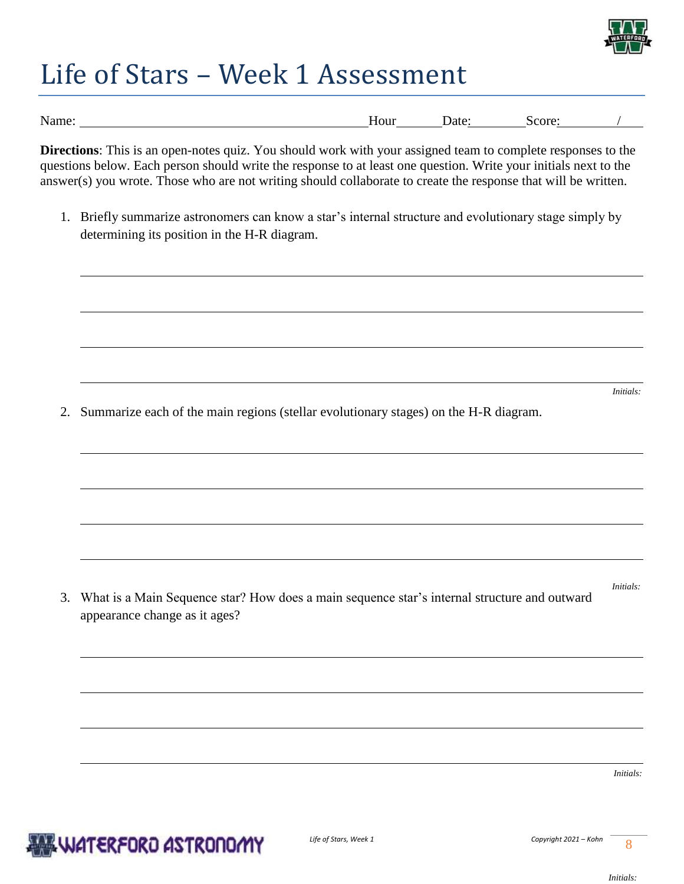# Life of Stars – Week 1 Assessment

Name: ________________________________________ Hour______ Date:________ Score:________/____

**Directions**: This is an open-notes quiz. You should work with your assigned team to complete responses to the questions below. Each person should write the response to at least one question. Write your initials next to the answer(s) you wrote. Those who are not writing should collaborate to create the response that will be written.

1. Briefly summarize astronomers can know a star's internal structure and evolutionary stage simply by determining its position in the H-R diagram.

_______________________________________________________________

_______________________________________________________________

_______________________________________________________________

_______________________________________________________________

*Initials:*

2. Summarize each of the main regions (stellar evolutionary stages) on the H-R diagram.

_______________________________________________________________

_______________________________________________________________

_______________________________________________________________

_______________________________________________________________

*Initials:*

3. What is a Main Sequence star? How does a main sequence star's internal structure and outward appearance change as it ages?

_______________________________________________________________

_______________________________________________________________

_______________________________________________________________

_______________________________________________________________

*Initials:*

*Initials:*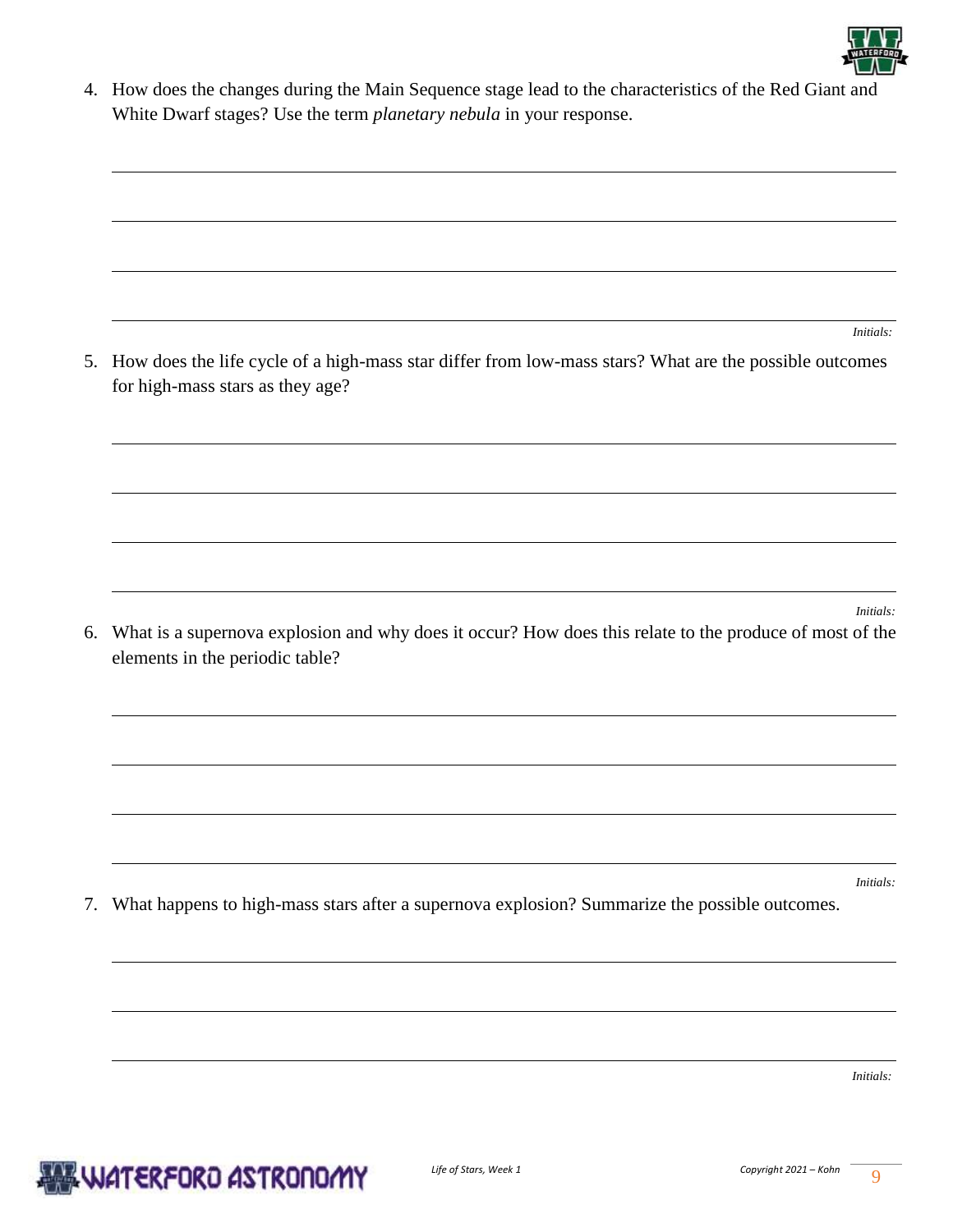4. How does the changes during the Main Sequence stage lead to the characteristics of the Red Giant and White Dwarf stages? Use the term *planetary nebula* in your response.

___________________________________________________________________________

___________________________________________________________________________

___________________________________________________________________________

___________________________________________________________________________

*Initials:*

5. How does the life cycle of a high-mass star differ from low-mass stars? What are the possible outcomes for high-mass stars as they age?

___________________________________________________________________________

___________________________________________________________________________

___________________________________________________________________________

___________________________________________________________________________

*Initials:*

6. What is a supernova explosion and why does it occur? How does this relate to the produce of most of the elements in the periodic table?

___________________________________________________________________________

___________________________________________________________________________

___________________________________________________________________________

___________________________________________________________________________

*Initials:*

7. What happens to high-mass stars after a supernova explosion? Summarize the possible outcomes.

___________________________________________________________________________

___________________________________________________________________________

___________________________________________________________________________

*Initials:*